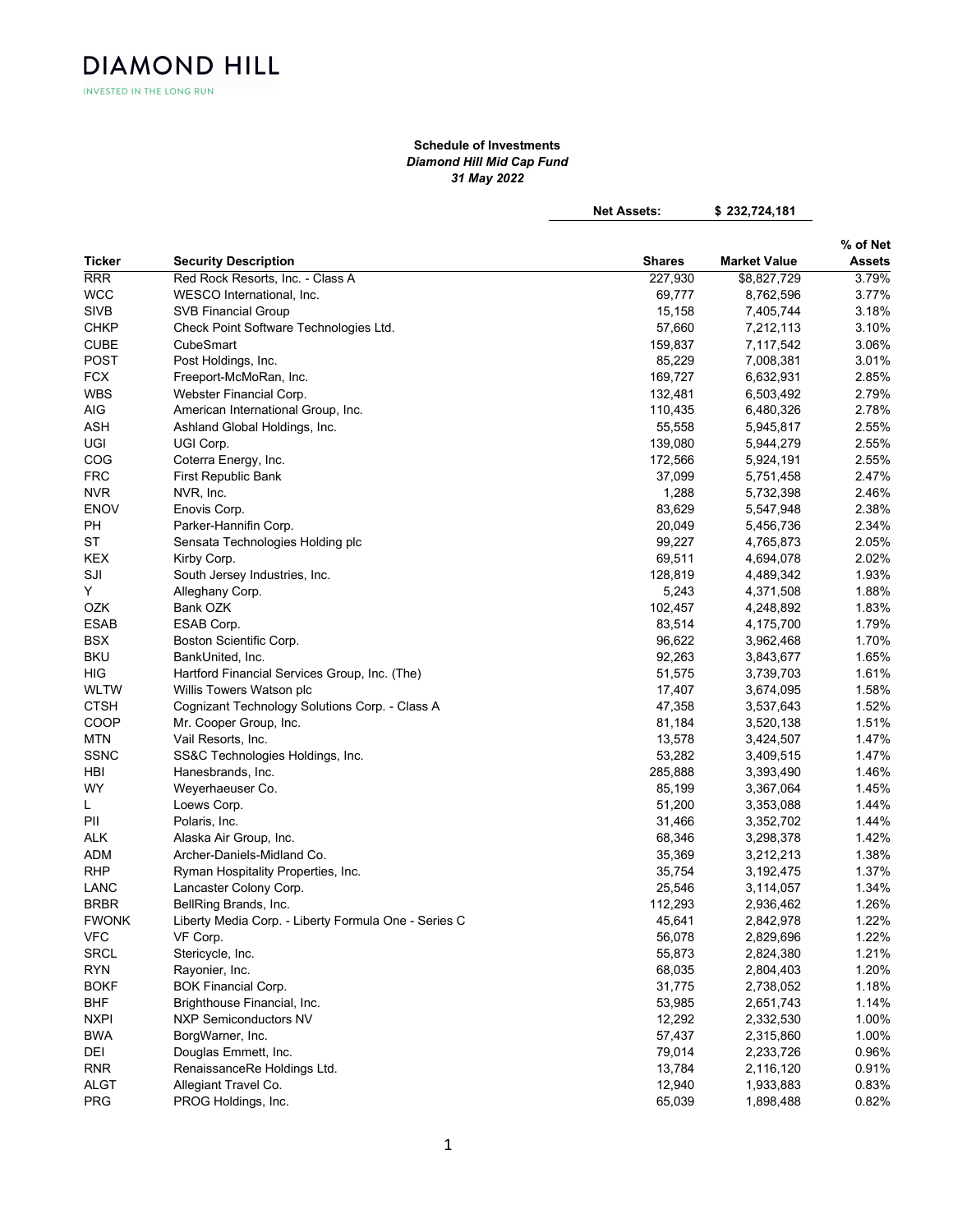DIAMOND HILL

INVESTED IN THE LONG RUN

**Schedule of Investments**

***Diamond Hill Mid Cap Fund***

***31 May 2022***

**Net Assets: $ 232,724,181**

| Ticker | Security Description | Shares | Market Value | % of Net Assets |
|---|---|---|---|---|
| RRR | Red Rock Resorts, Inc. - Class A | 227,930 | $8,827,729 | 3.79% |
| WCC | WESCO International, Inc. | 69,777 | 8,762,596 | 3.77% |
| SIVB | SVB Financial Group | 15,158 | 7,405,744 | 3.18% |
| CHKP | Check Point Software Technologies Ltd. | 57,660 | 7,212,113 | 3.10% |
| CUBE | CubeSmart | 159,837 | 7,117,542 | 3.06% |
| POST | Post Holdings, Inc. | 85,229 | 7,008,381 | 3.01% |
| FCX | Freeport-McMoRan, Inc. | 169,727 | 6,632,931 | 2.85% |
| WBS | Webster Financial Corp. | 132,481 | 6,503,492 | 2.79% |
| AIG | American International Group, Inc. | 110,435 | 6,480,326 | 2.78% |
| ASH | Ashland Global Holdings, Inc. | 55,558 | 5,945,817 | 2.55% |
| UGI | UGI Corp. | 139,080 | 5,944,279 | 2.55% |
| COG | Coterra Energy, Inc. | 172,566 | 5,924,191 | 2.55% |
| FRC | First Republic Bank | 37,099 | 5,751,458 | 2.47% |
| NVR | NVR, Inc. | 1,288 | 5,732,398 | 2.46% |
| ENOV | Enovis Corp. | 83,629 | 5,547,948 | 2.38% |
| PH | Parker-Hannifin Corp. | 20,049 | 5,456,736 | 2.34% |
| ST | Sensata Technologies Holding plc | 99,227 | 4,765,873 | 2.05% |
| KEX | Kirby Corp. | 69,511 | 4,694,078 | 2.02% |
| SJI | South Jersey Industries, Inc. | 128,819 | 4,489,342 | 1.93% |
| Y | Alleghany Corp. | 5,243 | 4,371,508 | 1.88% |
| OZK | Bank OZK | 102,457 | 4,248,892 | 1.83% |
| ESAB | ESAB Corp. | 83,514 | 4,175,700 | 1.79% |
| BSX | Boston Scientific Corp. | 96,622 | 3,962,468 | 1.70% |
| BKU | BankUnited, Inc. | 92,263 | 3,843,677 | 1.65% |
| HIG | Hartford Financial Services Group, Inc. (The) | 51,575 | 3,739,703 | 1.61% |
| WLTW | Willis Towers Watson plc | 17,407 | 3,674,095 | 1.58% |
| CTSH | Cognizant Technology Solutions Corp. - Class A | 47,358 | 3,537,643 | 1.52% |
| COOP | Mr. Cooper Group, Inc. | 81,184 | 3,520,138 | 1.51% |
| MTN | Vail Resorts, Inc. | 13,578 | 3,424,507 | 1.47% |
| SSNC | SS&C Technologies Holdings, Inc. | 53,282 | 3,409,515 | 1.47% |
| HBI | Hanesbrands, Inc. | 285,888 | 3,393,490 | 1.46% |
| WY | Weyerhaeuser Co. | 85,199 | 3,367,064 | 1.45% |
| L | Loews Corp. | 51,200 | 3,353,088 | 1.44% |
| PII | Polaris, Inc. | 31,466 | 3,352,702 | 1.44% |
| ALK | Alaska Air Group, Inc. | 68,346 | 3,298,378 | 1.42% |
| ADM | Archer-Daniels-Midland Co. | 35,369 | 3,212,213 | 1.38% |
| RHP | Ryman Hospitality Properties, Inc. | 35,754 | 3,192,475 | 1.37% |
| LANC | Lancaster Colony Corp. | 25,546 | 3,114,057 | 1.34% |
| BRBR | BellRing Brands, Inc. | 112,293 | 2,936,462 | 1.26% |
| FWONK | Liberty Media Corp. - Liberty Formula One - Series C | 45,641 | 2,842,978 | 1.22% |
| VFC | VF Corp. | 56,078 | 2,829,696 | 1.22% |
| SRCL | Stericycle, Inc. | 55,873 | 2,824,380 | 1.21% |
| RYN | Rayonier, Inc. | 68,035 | 2,804,403 | 1.20% |
| BOKF | BOK Financial Corp. | 31,775 | 2,738,052 | 1.18% |
| BHF | Brighthouse Financial, Inc. | 53,985 | 2,651,743 | 1.14% |
| NXPI | NXP Semiconductors NV | 12,292 | 2,332,530 | 1.00% |
| BWA | BorgWarner, Inc. | 57,437 | 2,315,860 | 1.00% |
| DEI | Douglas Emmett, Inc. | 79,014 | 2,233,726 | 0.96% |
| RNR | RenaissanceRe Holdings Ltd. | 13,784 | 2,116,120 | 0.91% |
| ALGT | Allegiant Travel Co. | 12,940 | 1,933,883 | 0.83% |
| PRG | PROG Holdings, Inc. | 65,039 | 1,898,488 | 0.82% |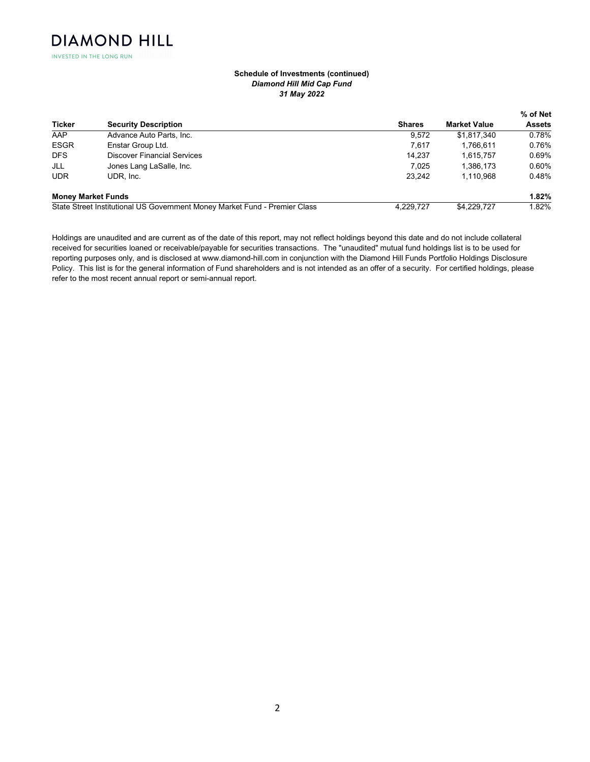**Schedule of Investments (continued)**
***Diamond Hill Mid Cap Fund***
***31 May 2022***

| Ticker | Security Description | Shares | Market Value | % of Net Assets |
|---|---|---|---|---|
| AAP | Advance Auto Parts, Inc. | 9,572 | $1,817,340 | 0.78% |
| ESGR | Enstar Group Ltd. | 7,617 | 1,766,611 | 0.76% |
| DFS | Discover Financial Services | 14,237 | 1,615,757 | 0.69% |
| JLL | Jones Lang LaSalle, Inc. | 7,025 | 1,386,173 | 0.60% |
| UDR | UDR, Inc. | 23,242 | 1,110,968 | 0.48% |
| **Money Market Funds** | | | | **1.82%** |
| State Street Institutional US Government Money Market Fund - Premier Class | | 4,229,727 | $4,229,727 | 1.82% |

Holdings are unaudited and are current as of the date of this report, may not reflect holdings beyond this date and do not include collateral received for securities loaned or receivable/payable for securities transactions. The "unaudited" mutual fund holdings list is to be used for reporting purposes only, and is disclosed at www.diamond-hill.com in conjunction with the Diamond Hill Funds Portfolio Holdings Disclosure Policy. This list is for the general information of Fund shareholders and is not intended as an offer of a security. For certified holdings, please refer to the most recent annual report or semi-annual report.